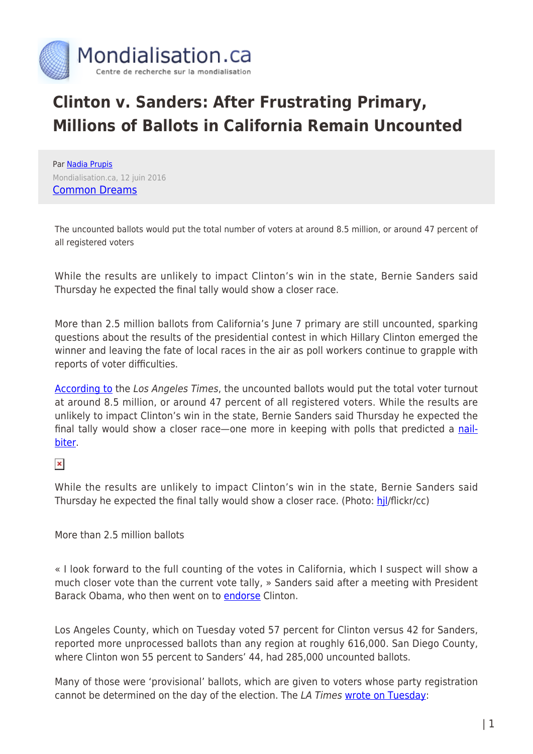Mondialisation.ca
Centre de recherche sur la mondialisation

# Clinton v. Sanders: After Frustrating Primary, Millions of Ballots in California Remain Uncounted

Par Nadia Prupis
Mondialisation.ca, 12 juin 2016
Common Dreams

The uncounted ballots would put the total number of voters at around 8.5 million, or around 47 percent of all registered voters

While the results are unlikely to impact Clinton's win in the state, Bernie Sanders said Thursday he expected the final tally would show a closer race.

More than 2.5 million ballots from California's June 7 primary are still uncounted, sparking questions about the results of the presidential contest in which Hillary Clinton emerged the winner and leaving the fate of local races in the air as poll workers continue to grapple with reports of voter difficulties.

According to the *Los Angeles Times*, the uncounted ballots would put the total voter turnout at around 8.5 million, or around 47 percent of all registered voters. While the results are unlikely to impact Clinton's win in the state, Bernie Sanders said Thursday he expected the final tally would show a closer race—one more in keeping with polls that predicted a nail-biter.

While the results are unlikely to impact Clinton's win in the state, Bernie Sanders said Thursday he expected the final tally would show a closer race. (Photo: hjl/flickr/cc)

More than 2.5 million ballots

« I look forward to the full counting of the votes in California, which I suspect will show a much closer vote than the current vote tally, » Sanders said after a meeting with President Barack Obama, who then went on to endorse Clinton.

Los Angeles County, which on Tuesday voted 57 percent for Clinton versus 42 for Sanders, reported more unprocessed ballots than any region at roughly 616,000. San Diego County, where Clinton won 55 percent to Sanders' 44, had 285,000 uncounted ballots.

Many of those were 'provisional' ballots, which are given to voters whose party registration cannot be determined on the day of the election. The *LA Times* wrote on Tuesday: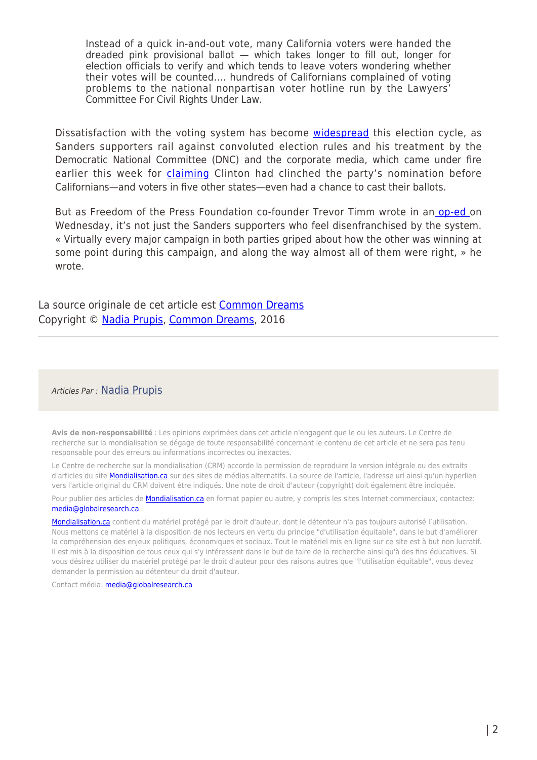> Instead of a quick in-and-out vote, many California voters were handed the dreaded pink provisional ballot — which takes longer to fill out, longer for election officials to verify and which tends to leave voters wondering whether their votes will be counted.... hundreds of Californians complained of voting problems to the national nonpartisan voter hotline run by the Lawyers' Committee For Civil Rights Under Law.

Dissatisfaction with the voting system has become widespread this election cycle, as Sanders supporters rail against convoluted election rules and his treatment by the Democratic National Committee (DNC) and the corporate media, which came under fire earlier this week for claiming Clinton had clinched the party's nomination before Californians—and voters in five other states—even had a chance to cast their ballots.

But as Freedom of the Press Foundation co-founder Trevor Timm wrote in an op-ed on Wednesday, it's not just the Sanders supporters who feel disenfranchised by the system. « Virtually every major campaign in both parties griped about how the other was winning at some point during this campaign, and along the way almost all of them were right, » he wrote.

La source originale de cet article est Common Dreams
Copyright © Nadia Prupis, Common Dreams, 2016

---

*Articles Par :* Nadia Prupis

**Avis de non-responsabilité** : Les opinions exprimées dans cet article n'engagent que le ou les auteurs. Le Centre de recherche sur la mondialisation se dégage de toute responsabilité concernant le contenu de cet article et ne sera pas tenu responsable pour des erreurs ou informations incorrectes ou inexactes.

Le Centre de recherche sur la mondialisation (CRM) accorde la permission de reproduire la version intégrale ou des extraits d'articles du site Mondialisation.ca sur des sites de médias alternatifs. La source de l'article, l'adresse url ainsi qu'un hyperlien vers l'article original du CRM doivent être indiqués. Une note de droit d'auteur (copyright) doit également être indiquée.

Pour publier des articles de Mondialisation.ca en format papier ou autre, y compris les sites Internet commerciaux, contactez: media@globalresearch.ca

Mondialisation.ca contient du matériel protégé par le droit d'auteur, dont le détenteur n'a pas toujours autorisé l'utilisation. Nous mettons ce matériel à la disposition de nos lecteurs en vertu du principe "d'utilisation équitable", dans le but d'améliorer la compréhension des enjeux politiques, économiques et sociaux. Tout le matériel mis en ligne sur ce site est à but non lucratif. Il est mis à la disposition de tous ceux qui s'y intéressent dans le but de faire de la recherche ainsi qu'à des fins éducatives. Si vous désirez utiliser du matériel protégé par le droit d'auteur pour des raisons autres que "l'utilisation équitable", vous devez demander la permission au détenteur du droit d'auteur.

Contact média: media@globalresearch.ca